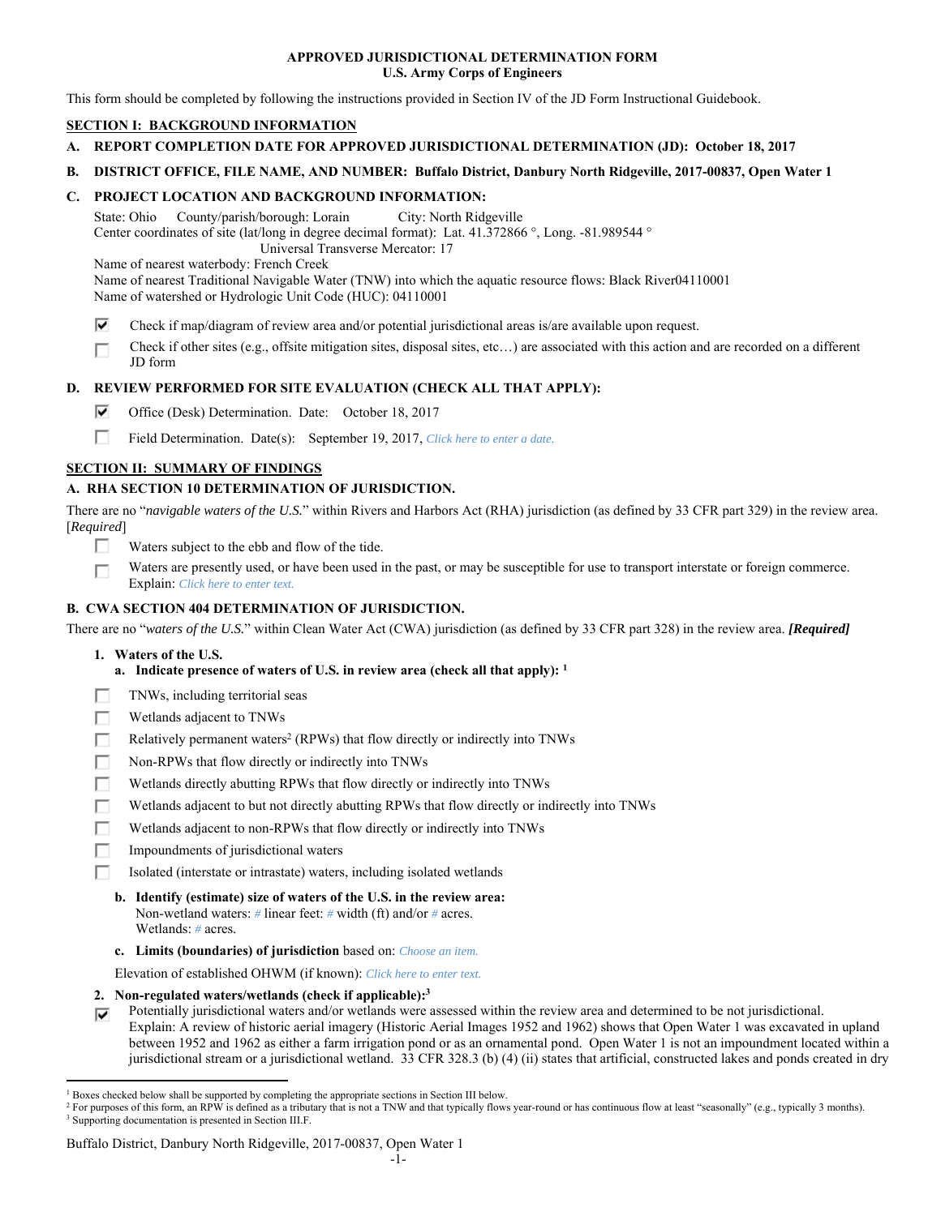**APPROVED JURISDICTIONAL DETERMINATION FORM**
**U.S. Army Corps of Engineers**

This form should be completed by following the instructions provided in Section IV of the JD Form Instructional Guidebook.

## SECTION I: BACKGROUND INFORMATION

**A. REPORT COMPLETION DATE FOR APPROVED JURISDICTIONAL DETERMINATION (JD): October 18, 2017**

**B. DISTRICT OFFICE, FILE NAME, AND NUMBER: Buffalo District, Danbury North Ridgeville, 2017-00837, Open Water 1**

**C. PROJECT LOCATION AND BACKGROUND INFORMATION:**

State: Ohio County/parish/borough: Lorain City: North Ridgeville
Center coordinates of site (lat/long in degree decimal format): Lat. 41.372866 °, Long. -81.989544 °
Universal Transverse Mercator: 17
Name of nearest waterbody: French Creek
Name of nearest Traditional Navigable Water (TNW) into which the aquatic resource flows: Black River04110001
Name of watershed or Hydrologic Unit Code (HUC): 04110001

- ☑ Check if map/diagram of review area and/or potential jurisdictional areas is/are available upon request.
- ☐ Check if other sites (e.g., offsite mitigation sites, disposal sites, etc…) are associated with this action and are recorded on a different JD form

**D. REVIEW PERFORMED FOR SITE EVALUATION (CHECK ALL THAT APPLY):**

- ☑ Office (Desk) Determination. Date: October 18, 2017
- ☐ Field Determination. Date(s): September 19, 2017, *Click here to enter a date.*

## SECTION II: SUMMARY OF FINDINGS

**A. RHA SECTION 10 DETERMINATION OF JURISDICTION.**

There are no "*navigable waters of the U.S.*" within Rivers and Harbors Act (RHA) jurisdiction (as defined by 33 CFR part 329) in the review area. [*Required*]

- ☐ Waters subject to the ebb and flow of the tide.
- ☐ Waters are presently used, or have been used in the past, or may be susceptible for use to transport interstate or foreign commerce. Explain: *Click here to enter text.*

**B. CWA SECTION 404 DETERMINATION OF JURISDICTION.**

There are no "*waters of the U.S.*" within Clean Water Act (CWA) jurisdiction (as defined by 33 CFR part 328) in the review area. ***[Required]***

**1. Waters of the U.S.**

**a. Indicate presence of waters of U.S. in review area (check all that apply): [1]**

- ☐ TNWs, including territorial seas
- ☐ Wetlands adjacent to TNWs
- ☐ Relatively permanent waters[2] (RPWs) that flow directly or indirectly into TNWs
- ☐ Non-RPWs that flow directly or indirectly into TNWs
- ☐ Wetlands directly abutting RPWs that flow directly or indirectly into TNWs
- ☐ Wetlands adjacent to but not directly abutting RPWs that flow directly or indirectly into TNWs
- ☐ Wetlands adjacent to non-RPWs that flow directly or indirectly into TNWs
- ☐ Impoundments of jurisdictional waters
- ☐ Isolated (interstate or intrastate) waters, including isolated wetlands

**b. Identify (estimate) size of waters of the U.S. in the review area:**
Non-wetland waters: *#* linear feet: *#* width (ft) and/or *#* acres.
Wetlands: *#* acres.

**c. Limits (boundaries) of jurisdiction** based on: *Choose an item.*

Elevation of established OHWM (if known): *Click here to enter text.*

**2. Non-regulated waters/wetlands (check if applicable):[3]**

- ☑ Potentially jurisdictional waters and/or wetlands were assessed within the review area and determined to be not jurisdictional. Explain: A review of historic aerial imagery (Historic Aerial Images 1952 and 1962) shows that Open Water 1 was excavated in upland between 1952 and 1962 as either a farm irrigation pond or as an ornamental pond. Open Water 1 is not an impoundment located within a jurisdictional stream or a jurisdictional wetland. 33 CFR 328.3 (b) (4) (ii) states that artificial, constructed lakes and ponds created in dry

---

[1] Boxes checked below shall be supported by completing the appropriate sections in Section III below.
[2] For purposes of this form, an RPW is defined as a tributary that is not a TNW and that typically flows year-round or has continuous flow at least "seasonally" (e.g., typically 3 months).
[3] Supporting documentation is presented in Section III.F.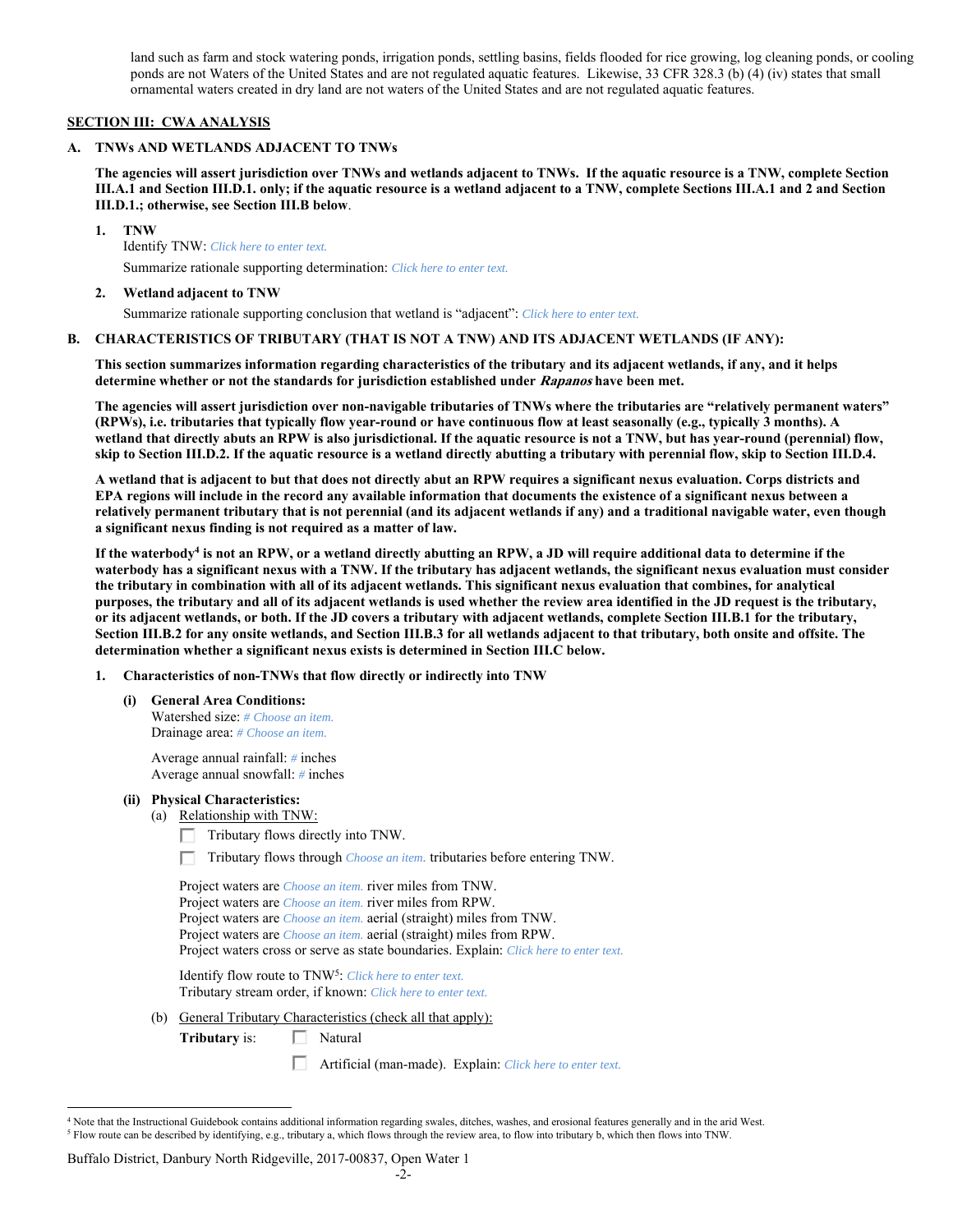land such as farm and stock watering ponds, irrigation ponds, settling basins, fields flooded for rice growing, log cleaning ponds, or cooling ponds are not Waters of the United States and are not regulated aquatic features. Likewise, 33 CFR 328.3 (b) (4) (iv) states that small ornamental waters created in dry land are not waters of the United States and are not regulated aquatic features.

## SECTION III: CWA ANALYSIS

### A. TNWs AND WETLANDS ADJACENT TO TNWs

**The agencies will assert jurisdiction over TNWs and wetlands adjacent to TNWs. If the aquatic resource is a TNW, complete Section III.A.1 and Section III.D.1. only; if the aquatic resource is a wetland adjacent to a TNW, complete Sections III.A.1 and 2 and Section III.D.1.; otherwise, see Section III.B below**.

**1. TNW**

Identify TNW: *Click here to enter text.*

Summarize rationale supporting determination: *Click here to enter text.*

**2. Wetland adjacent to TNW**

Summarize rationale supporting conclusion that wetland is "adjacent": *Click here to enter text.*

### B. CHARACTERISTICS OF TRIBUTARY (THAT IS NOT A TNW) AND ITS ADJACENT WETLANDS (IF ANY):

**This section summarizes information regarding characteristics of the tributary and its adjacent wetlands, if any, and it helps determine whether or not the standards for jurisdiction established under *Rapanos* have been met.**

**The agencies will assert jurisdiction over non-navigable tributaries of TNWs where the tributaries are "relatively permanent waters" (RPWs), i.e. tributaries that typically flow year-round or have continuous flow at least seasonally (e.g., typically 3 months). A wetland that directly abuts an RPW is also jurisdictional. If the aquatic resource is not a TNW, but has year-round (perennial) flow, skip to Section III.D.2. If the aquatic resource is a wetland directly abutting a tributary with perennial flow, skip to Section III.D.4.**

**A wetland that is adjacent to but that does not directly abut an RPW requires a significant nexus evaluation. Corps districts and EPA regions will include in the record any available information that documents the existence of a significant nexus between a relatively permanent tributary that is not perennial (and its adjacent wetlands if any) and a traditional navigable water, even though a significant nexus finding is not required as a matter of law.**

**If the waterbody[4] is not an RPW, or a wetland directly abutting an RPW, a JD will require additional data to determine if the waterbody has a significant nexus with a TNW. If the tributary has adjacent wetlands, the significant nexus evaluation must consider the tributary in combination with all of its adjacent wetlands. This significant nexus evaluation that combines, for analytical purposes, the tributary and all of its adjacent wetlands is used whether the review area identified in the JD request is the tributary, or its adjacent wetlands, or both. If the JD covers a tributary with adjacent wetlands, complete Section III.B.1 for the tributary, Section III.B.2 for any onsite wetlands, and Section III.B.3 for all wetlands adjacent to that tributary, both onsite and offsite. The determination whether a significant nexus exists is determined in Section III.C below.**

**1. Characteristics of non-TNWs that flow directly or indirectly into TNW**

**(i) General Area Conditions:**

Watershed size: *# Choose an item.*
Drainage area: *# Choose an item.*

Average annual rainfall: *#* inches
Average annual snowfall: *#* inches

**(ii) Physical Characteristics:**

(a) Relationship with TNW:

☐ Tributary flows directly into TNW.

☐ Tributary flows through *Choose an item.* tributaries before entering TNW.

Project waters are *Choose an item.* river miles from TNW.
Project waters are *Choose an item.* river miles from RPW.
Project waters are *Choose an item.* aerial (straight) miles from TNW.
Project waters are *Choose an item.* aerial (straight) miles from RPW.
Project waters cross or serve as state boundaries. Explain: *Click here to enter text.*

Identify flow route to TNW[5]: *Click here to enter text.*
Tributary stream order, if known: *Click here to enter text.*

(b) General Tributary Characteristics (check all that apply):

**Tributary** is: ☐ Natural

☐ Artificial (man-made). Explain: *Click here to enter text.*

---

[4] Note that the Instructional Guidebook contains additional information regarding swales, ditches, washes, and erosional features generally and in the arid West.

[5] Flow route can be described by identifying, e.g., tributary a, which flows through the review area, to flow into tributary b, which then flows into TNW.

Buffalo District, Danbury North Ridgeville, 2017-00837, Open Water 1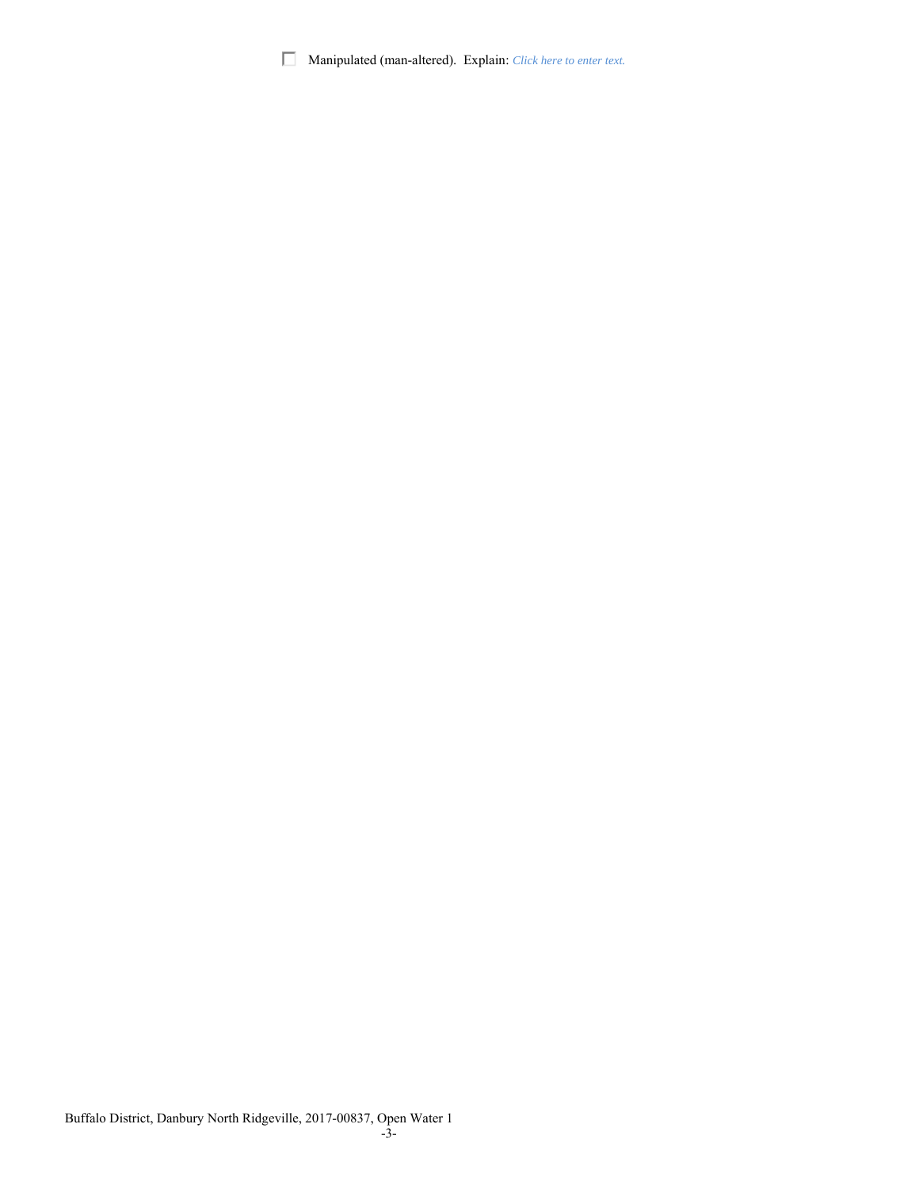☐ Manipulated (man-altered). Explain: *Click here to enter text.*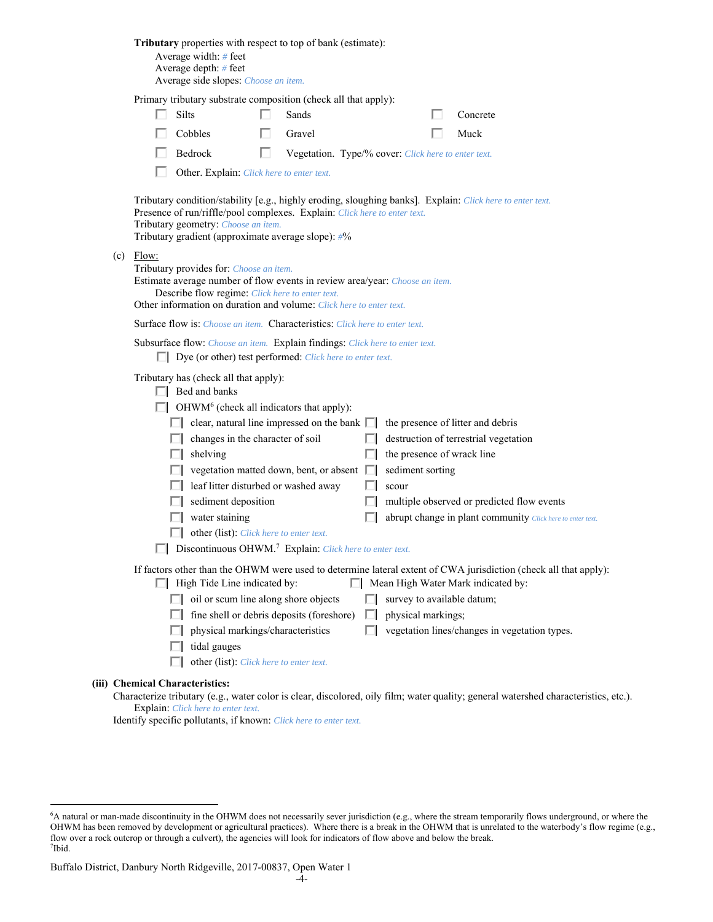**Tributary** properties with respect to top of bank (estimate):

Average width: # feet
Average depth: # feet
Average side slopes: Choose an item.

Primary tributary substrate composition (check all that apply):

- ☐ Silts
- ☐ Sands
- ☐ Concrete
- ☐ Cobbles
- ☐ Gravel
- ☐ Muck
- ☐ Bedrock
- ☐ Vegetation. Type/% cover: Click here to enter text.
- ☐ Other. Explain: Click here to enter text.

Tributary condition/stability [e.g., highly eroding, sloughing banks]. Explain: Click here to enter text.
Presence of run/riffle/pool complexes. Explain: Click here to enter text.
Tributary geometry: Choose an item.
Tributary gradient (approximate average slope): #%

(c) Flow:

Tributary provides for: Choose an item.
Estimate average number of flow events in review area/year: Choose an item.
Describe flow regime: Click here to enter text.
Other information on duration and volume: Click here to enter text.

Surface flow is: Choose an item. Characteristics: Click here to enter text.

Subsurface flow: Choose an item. Explain findings: Click here to enter text.

- ☐ Dye (or other) test performed: Click here to enter text.

Tributary has (check all that apply):

- ☐ Bed and banks
- ☐ OHWM[6] (check all indicators that apply):
  - ☐ clear, natural line impressed on the bank
  - ☐ changes in the character of soil
  - ☐ shelving
  - ☐ vegetation matted down, bent, or absent
  - ☐ leaf litter disturbed or washed away
  - ☐ sediment deposition
  - ☐ water staining
  - ☐ other (list): Click here to enter text.
  - ☐ the presence of litter and debris
  - ☐ destruction of terrestrial vegetation
  - ☐ the presence of wrack line
  - ☐ sediment sorting
  - ☐ scour
  - ☐ multiple observed or predicted flow events
  - ☐ abrupt change in plant community Click here to enter text.
- ☐ Discontinuous OHWM.[7] Explain: Click here to enter text.

If factors other than the OHWM were used to determine lateral extent of CWA jurisdiction (check all that apply):

- ☐ High Tide Line indicated by:
  - ☐ oil or scum line along shore objects
  - ☐ fine shell or debris deposits (foreshore)
  - ☐ physical markings/characteristics
  - ☐ tidal gauges
  - ☐ other (list): Click here to enter text.
- ☐ Mean High Water Mark indicated by:
  - ☐ survey to available datum;
  - ☐ physical markings;
  - ☐ vegetation lines/changes in vegetation types.

**(iii) Chemical Characteristics:**

Characterize tributary (e.g., water color is clear, discolored, oily film; water quality; general watershed characteristics, etc.).
Explain: Click here to enter text.
Identify specific pollutants, if known: Click here to enter text.

---

[6] A natural or man-made discontinuity in the OHWM does not necessarily sever jurisdiction (e.g., where the stream temporarily flows underground, or where the OHWM has been removed by development or agricultural practices). Where there is a break in the OHWM that is unrelated to the waterbody's flow regime (e.g., flow over a rock outcrop or through a culvert), the agencies will look for indicators of flow above and below the break.
[7] Ibid.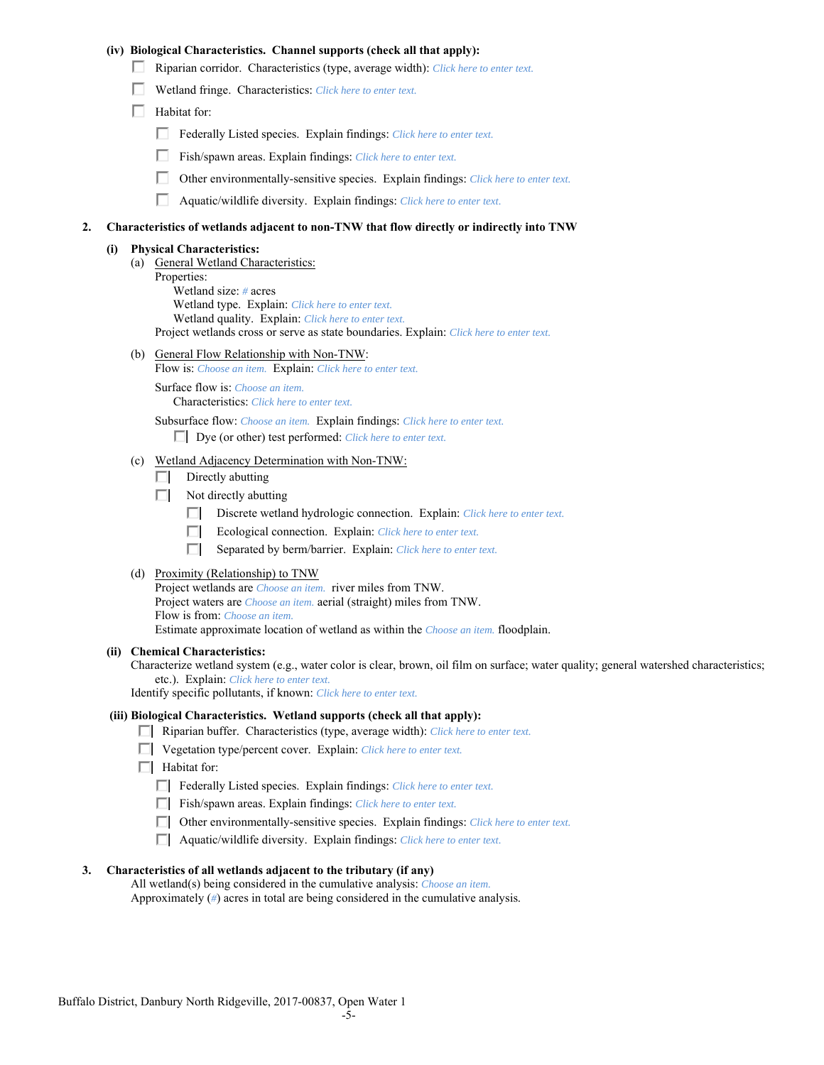**(iv) Biological Characteristics. Channel supports (check all that apply):**

- ☐ Riparian corridor. Characteristics (type, average width): *Click here to enter text.*
- ☐ Wetland fringe. Characteristics: *Click here to enter text.*
- ☐ Habitat for:
  - ☐ Federally Listed species. Explain findings: *Click here to enter text.*
  - ☐ Fish/spawn areas. Explain findings: *Click here to enter text.*
  - ☐ Other environmentally-sensitive species. Explain findings: *Click here to enter text.*
  - ☐ Aquatic/wildlife diversity. Explain findings: *Click here to enter text.*

**2. Characteristics of wetlands adjacent to non-TNW that flow directly or indirectly into TNW**

**(i) Physical Characteristics:**

(a) General Wetland Characteristics:

Properties:

Wetland size: *#* acres

Wetland type. Explain: *Click here to enter text.*

Wetland quality. Explain: *Click here to enter text.*

Project wetlands cross or serve as state boundaries. Explain: *Click here to enter text.*

(b) General Flow Relationship with Non-TNW:

Flow is: *Choose an item.* Explain: *Click here to enter text.*

Surface flow is: *Choose an item.*

Characteristics: *Click here to enter text.*

Subsurface flow: *Choose an item.* Explain findings: *Click here to enter text.*

- ☐ Dye (or other) test performed: *Click here to enter text.*

(c) Wetland Adjacency Determination with Non-TNW:

- ☐ Directly abutting
- ☐ Not directly abutting
  - ☐ Discrete wetland hydrologic connection. Explain: *Click here to enter text.*
  - ☐ Ecological connection. Explain: *Click here to enter text.*
  - ☐ Separated by berm/barrier. Explain: *Click here to enter text.*

(d) Proximity (Relationship) to TNW

Project wetlands are *Choose an item.* river miles from TNW.

Project waters are *Choose an item.* aerial (straight) miles from TNW.

Flow is from: *Choose an item.*

Estimate approximate location of wetland as within the *Choose an item.* floodplain.

**(ii) Chemical Characteristics:**

Characterize wetland system (e.g., water color is clear, brown, oil film on surface; water quality; general watershed characteristics; etc.). Explain: *Click here to enter text.*

Identify specific pollutants, if known: *Click here to enter text.*

**(iii) Biological Characteristics. Wetland supports (check all that apply):**

- ☐ Riparian buffer. Characteristics (type, average width): *Click here to enter text.*
- ☐ Vegetation type/percent cover. Explain: *Click here to enter text.*
- ☐ Habitat for:
  - ☐ Federally Listed species. Explain findings: *Click here to enter text.*
  - ☐ Fish/spawn areas. Explain findings: *Click here to enter text.*
  - ☐ Other environmentally-sensitive species. Explain findings: *Click here to enter text.*
  - ☐ Aquatic/wildlife diversity. Explain findings: *Click here to enter text.*

**3. Characteristics of all wetlands adjacent to the tributary (if any)**

All wetland(s) being considered in the cumulative analysis: *Choose an item.*

Approximately (*#*) acres in total are being considered in the cumulative analysis.

Buffalo District, Danbury North Ridgeville, 2017-00837, Open Water 1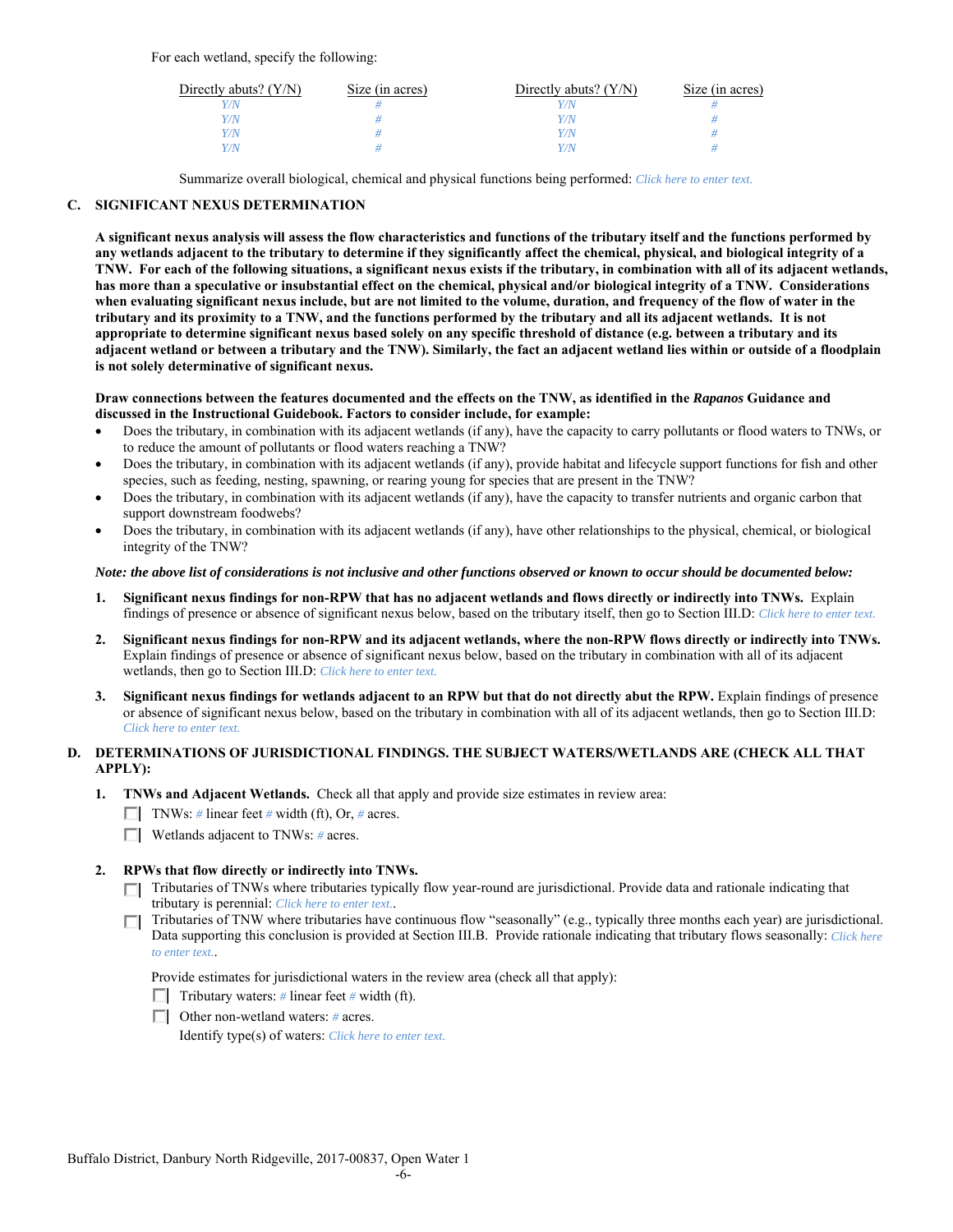For each wetland, specify the following:

| Directly abuts? (Y/N) | Size (in acres) | Directly abuts? (Y/N) | Size (in acres) |
|---|---|---|---|
| Y/N | # | Y/N | # |
| Y/N | # | Y/N | # |
| Y/N | # | Y/N | # |
| Y/N | # | Y/N | # |

Summarize overall biological, chemical and physical functions being performed: Click here to enter text.

**C. SIGNIFICANT NEXUS DETERMINATION**

**A significant nexus analysis will assess the flow characteristics and functions of the tributary itself and the functions performed by any wetlands adjacent to the tributary to determine if they significantly affect the chemical, physical, and biological integrity of a TNW. For each of the following situations, a significant nexus exists if the tributary, in combination with all of its adjacent wetlands, has more than a speculative or insubstantial effect on the chemical, physical and/or biological integrity of a TNW. Considerations when evaluating significant nexus include, but are not limited to the volume, duration, and frequency of the flow of water in the tributary and its proximity to a TNW, and the functions performed by the tributary and all its adjacent wetlands. It is not appropriate to determine significant nexus based solely on any specific threshold of distance (e.g. between a tributary and its adjacent wetland or between a tributary and the TNW). Similarly, the fact an adjacent wetland lies within or outside of a floodplain is not solely determinative of significant nexus.**

**Draw connections between the features documented and the effects on the TNW, as identified in the *Rapanos* Guidance and discussed in the Instructional Guidebook. Factors to consider include, for example:**

- Does the tributary, in combination with its adjacent wetlands (if any), have the capacity to carry pollutants or flood waters to TNWs, or to reduce the amount of pollutants or flood waters reaching a TNW?
- Does the tributary, in combination with its adjacent wetlands (if any), provide habitat and lifecycle support functions for fish and other species, such as feeding, nesting, spawning, or rearing young for species that are present in the TNW?
- Does the tributary, in combination with its adjacent wetlands (if any), have the capacity to transfer nutrients and organic carbon that support downstream foodwebs?
- Does the tributary, in combination with its adjacent wetlands (if any), have other relationships to the physical, chemical, or biological integrity of the TNW?

***Note: the above list of considerations is not inclusive and other functions observed or known to occur should be documented below:***

1. **Significant nexus findings for non-RPW that has no adjacent wetlands and flows directly or indirectly into TNWs.** Explain findings of presence or absence of significant nexus below, based on the tributary itself, then go to Section III.D: Click here to enter text.

2. **Significant nexus findings for non-RPW and its adjacent wetlands, where the non-RPW flows directly or indirectly into TNWs.** Explain findings of presence or absence of significant nexus below, based on the tributary in combination with all of its adjacent wetlands, then go to Section III.D: Click here to enter text.

3. **Significant nexus findings for wetlands adjacent to an RPW but that do not directly abut the RPW.** Explain findings of presence or absence of significant nexus below, based on the tributary in combination with all of its adjacent wetlands, then go to Section III.D: Click here to enter text.

**D. DETERMINATIONS OF JURISDICTIONAL FINDINGS. THE SUBJECT WATERS/WETLANDS ARE (CHECK ALL THAT APPLY):**

1. **TNWs and Adjacent Wetlands.** Check all that apply and provide size estimates in review area:
   - ☐ TNWs: # linear feet # width (ft), Or, # acres.
   - ☐ Wetlands adjacent to TNWs: # acres.

2. **RPWs that flow directly or indirectly into TNWs.**
   - ☐ Tributaries of TNWs where tributaries typically flow year-round are jurisdictional. Provide data and rationale indicating that tributary is perennial: Click here to enter text..
   - ☐ Tributaries of TNW where tributaries have continuous flow "seasonally" (e.g., typically three months each year) are jurisdictional. Data supporting this conclusion is provided at Section III.B. Provide rationale indicating that tributary flows seasonally: Click here to enter text..

   Provide estimates for jurisdictional waters in the review area (check all that apply):
   - ☐ Tributary waters: # linear feet # width (ft).
   - ☐ Other non-wetland waters: # acres.
     Identify type(s) of waters: Click here to enter text.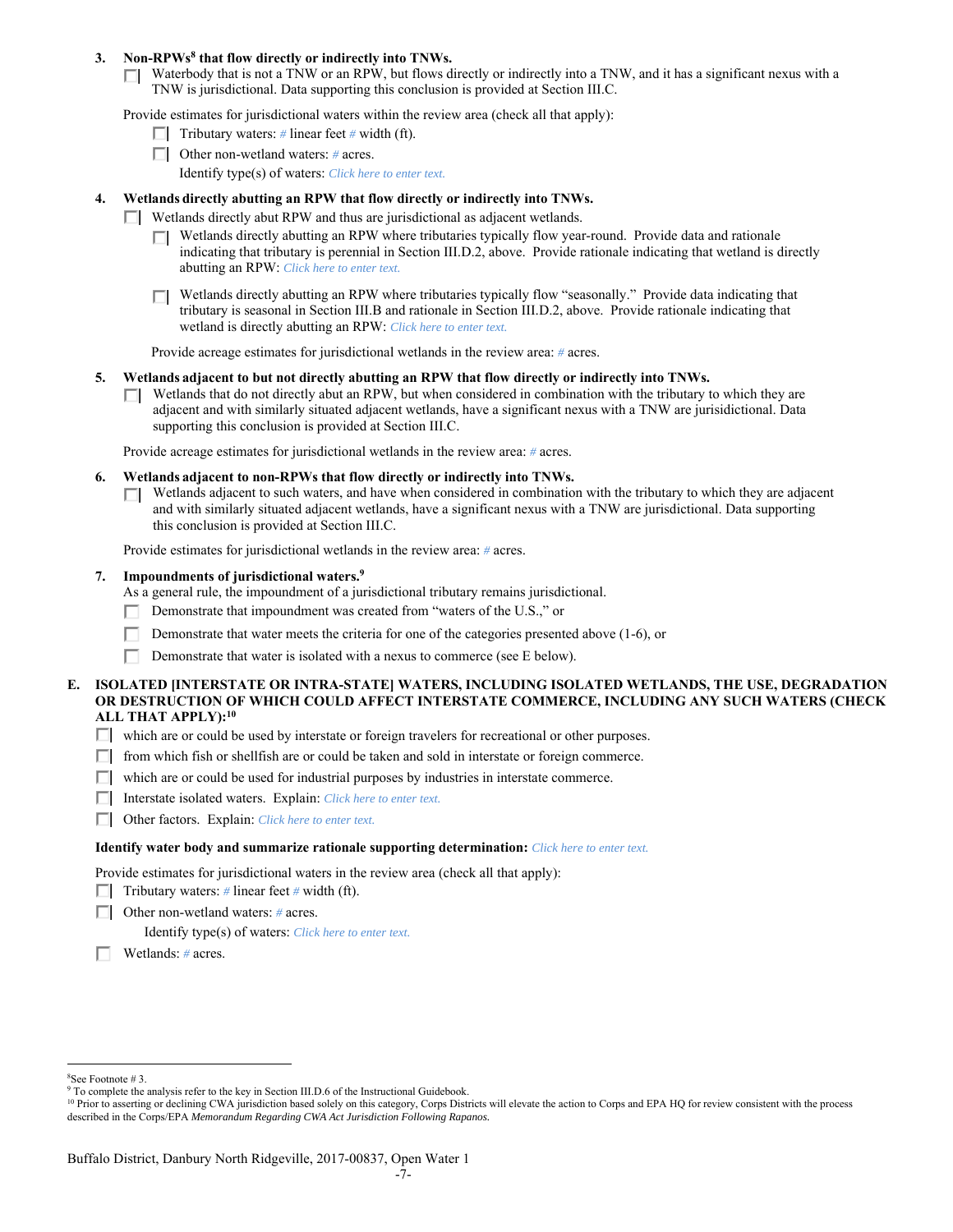3. **Non-RPWs[8] that flow directly or indirectly into TNWs.**
   - ☐ Waterbody that is not a TNW or an RPW, but flows directly or indirectly into a TNW, and it has a significant nexus with a TNW is jurisdictional. Data supporting this conclusion is provided at Section III.C.

   Provide estimates for jurisdictional waters within the review area (check all that apply):
   - ☐ Tributary waters: # linear feet # width (ft).
   - ☐ Other non-wetland waters: # acres.

     Identify type(s) of waters: *Click here to enter text.*

4. **Wetlands directly abutting an RPW that flow directly or indirectly into TNWs.**
   - ☐ Wetlands directly abut RPW and thus are jurisdictional as adjacent wetlands.
     - ☐ Wetlands directly abutting an RPW where tributaries typically flow year-round. Provide data and rationale indicating that tributary is perennial in Section III.D.2, above. Provide rationale indicating that wetland is directly abutting an RPW: *Click here to enter text.*
     - ☐ Wetlands directly abutting an RPW where tributaries typically flow "seasonally." Provide data indicating that tributary is seasonal in Section III.B and rationale in Section III.D.2, above. Provide rationale indicating that wetland is directly abutting an RPW: *Click here to enter text.*

   Provide acreage estimates for jurisdictional wetlands in the review area: # acres.

5. **Wetlands adjacent to but not directly abutting an RPW that flow directly or indirectly into TNWs.**
   - ☐ Wetlands that do not directly abut an RPW, but when considered in combination with the tributary to which they are adjacent and with similarly situated adjacent wetlands, have a significant nexus with a TNW are jurisidictional. Data supporting this conclusion is provided at Section III.C.

   Provide acreage estimates for jurisdictional wetlands in the review area: # acres.

6. **Wetlands adjacent to non-RPWs that flow directly or indirectly into TNWs.**
   - ☐ Wetlands adjacent to such waters, and have when considered in combination with the tributary to which they are adjacent and with similarly situated adjacent wetlands, have a significant nexus with a TNW are jurisdictional. Data supporting this conclusion is provided at Section III.C.

   Provide estimates for jurisdictional wetlands in the review area: # acres.

7. **Impoundments of jurisdictional waters.[9]**

   As a general rule, the impoundment of a jurisdictional tributary remains jurisdictional.
   - ☐ Demonstrate that impoundment was created from "waters of the U.S.," or
   - ☐ Demonstrate that water meets the criteria for one of the categories presented above (1-6), or
   - ☐ Demonstrate that water is isolated with a nexus to commerce (see E below).

**E. ISOLATED [INTERSTATE OR INTRA-STATE] WATERS, INCLUDING ISOLATED WETLANDS, THE USE, DEGRADATION OR DESTRUCTION OF WHICH COULD AFFECT INTERSTATE COMMERCE, INCLUDING ANY SUCH WATERS (CHECK ALL THAT APPLY):[10]**

- ☐ which are or could be used by interstate or foreign travelers for recreational or other purposes.
- ☐ from which fish or shellfish are or could be taken and sold in interstate or foreign commerce.
- ☐ which are or could be used for industrial purposes by industries in interstate commerce.
- ☐ Interstate isolated waters. Explain: *Click here to enter text.*
- ☐ Other factors. Explain: *Click here to enter text.*

**Identify water body and summarize rationale supporting determination:** *Click here to enter text.*

Provide estimates for jurisdictional waters in the review area (check all that apply):
- ☐ Tributary waters: # linear feet # width (ft).
- ☐ Other non-wetland waters: # acres.

  Identify type(s) of waters: *Click here to enter text.*
- ☐ Wetlands: # acres.

---

[8] See Footnote # 3.

[9] To complete the analysis refer to the key in Section III.D.6 of the Instructional Guidebook.

[10] Prior to asserting or declining CWA jurisdiction based solely on this category, Corps Districts will elevate the action to Corps and EPA HQ for review consistent with the process described in the Corps/EPA *Memorandum Regarding CWA Act Jurisdiction Following Rapanos.*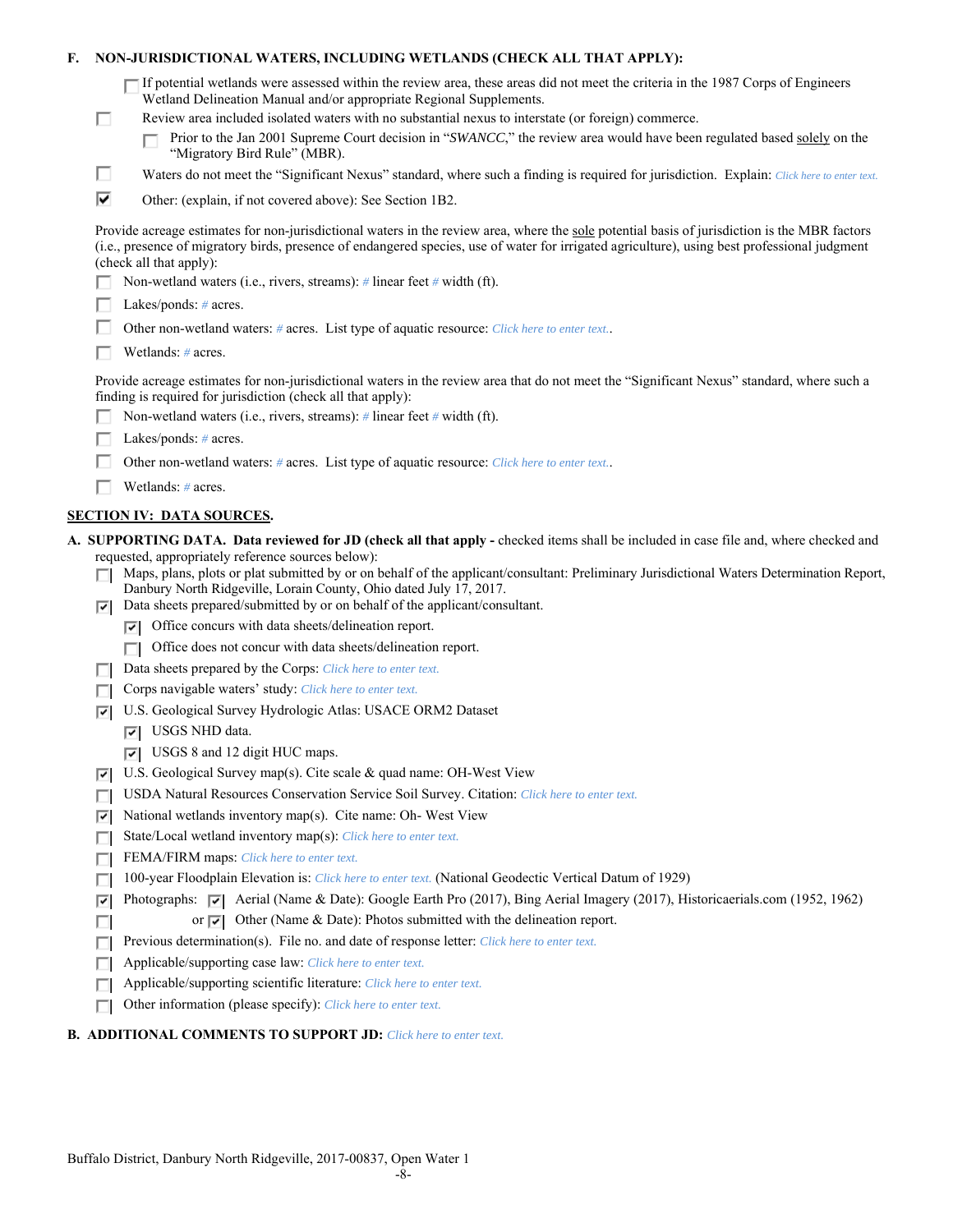**F. NON-JURISDICTIONAL WATERS, INCLUDING WETLANDS (CHECK ALL THAT APPLY):**

- ☐ If potential wetlands were assessed within the review area, these areas did not meet the criteria in the 1987 Corps of Engineers Wetland Delineation Manual and/or appropriate Regional Supplements.
- ☐ Review area included isolated waters with no substantial nexus to interstate (or foreign) commerce.
  - ☐ Prior to the Jan 2001 Supreme Court decision in "*SWANCC*," the review area would have been regulated based solely on the "Migratory Bird Rule" (MBR).
- ☐ Waters do not meet the "Significant Nexus" standard, where such a finding is required for jurisdiction. Explain: Click here to enter text.
- ☑ Other: (explain, if not covered above): See Section 1B2.

Provide acreage estimates for non-jurisdictional waters in the review area, where the sole potential basis of jurisdiction is the MBR factors (i.e., presence of migratory birds, presence of endangered species, use of water for irrigated agriculture), using best professional judgment (check all that apply):

- ☐ Non-wetland waters (i.e., rivers, streams): # linear feet # width (ft).
- ☐ Lakes/ponds: # acres.
- ☐ Other non-wetland waters: # acres. List type of aquatic resource: Click here to enter text..
- ☐ Wetlands: # acres.

Provide acreage estimates for non-jurisdictional waters in the review area that do not meet the "Significant Nexus" standard, where such a finding is required for jurisdiction (check all that apply):

- ☐ Non-wetland waters (i.e., rivers, streams): # linear feet # width (ft).
- ☐ Lakes/ponds: # acres.
- ☐ Other non-wetland waters: # acres. List type of aquatic resource: Click here to enter text..
- ☐ Wetlands: # acres.

## SECTION IV: DATA SOURCES.

**A. SUPPORTING DATA. Data reviewed for JD (check all that apply -** checked items shall be included in case file and, where checked and requested, appropriately reference sources below):

- ☐ Maps, plans, plots or plat submitted by or on behalf of the applicant/consultant: Preliminary Jurisdictional Waters Determination Report, Danbury North Ridgeville, Lorain County, Ohio dated July 17, 2017.
- ☑ Data sheets prepared/submitted by or on behalf of the applicant/consultant.
  - ☑ Office concurs with data sheets/delineation report.
  - ☐ Office does not concur with data sheets/delineation report.
- ☐ Data sheets prepared by the Corps: Click here to enter text.
- ☐ Corps navigable waters' study: Click here to enter text.
- ☑ U.S. Geological Survey Hydrologic Atlas: USACE ORM2 Dataset
  - ☑ USGS NHD data.
  - ☑ USGS 8 and 12 digit HUC maps.
- ☑ U.S. Geological Survey map(s). Cite scale & quad name: OH-West View
- ☐ USDA Natural Resources Conservation Service Soil Survey. Citation: Click here to enter text.
- ☑ National wetlands inventory map(s). Cite name: Oh- West View
- ☐ State/Local wetland inventory map(s): Click here to enter text.
- ☐ FEMA/FIRM maps: Click here to enter text.
- ☐ 100-year Floodplain Elevation is: Click here to enter text. (National Geodectic Vertical Datum of 1929)
- ☑ Photographs: ☑ Aerial (Name & Date): Google Earth Pro (2017), Bing Aerial Imagery (2017), Historicaerials.com (1952, 1962)
- ☐ or ☑ Other (Name & Date): Photos submitted with the delineation report.
- ☐ Previous determination(s). File no. and date of response letter: Click here to enter text.
- ☐ Applicable/supporting case law: Click here to enter text.
- ☐ Applicable/supporting scientific literature: Click here to enter text.
- ☐ Other information (please specify): Click here to enter text.

**B. ADDITIONAL COMMENTS TO SUPPORT JD:** Click here to enter text.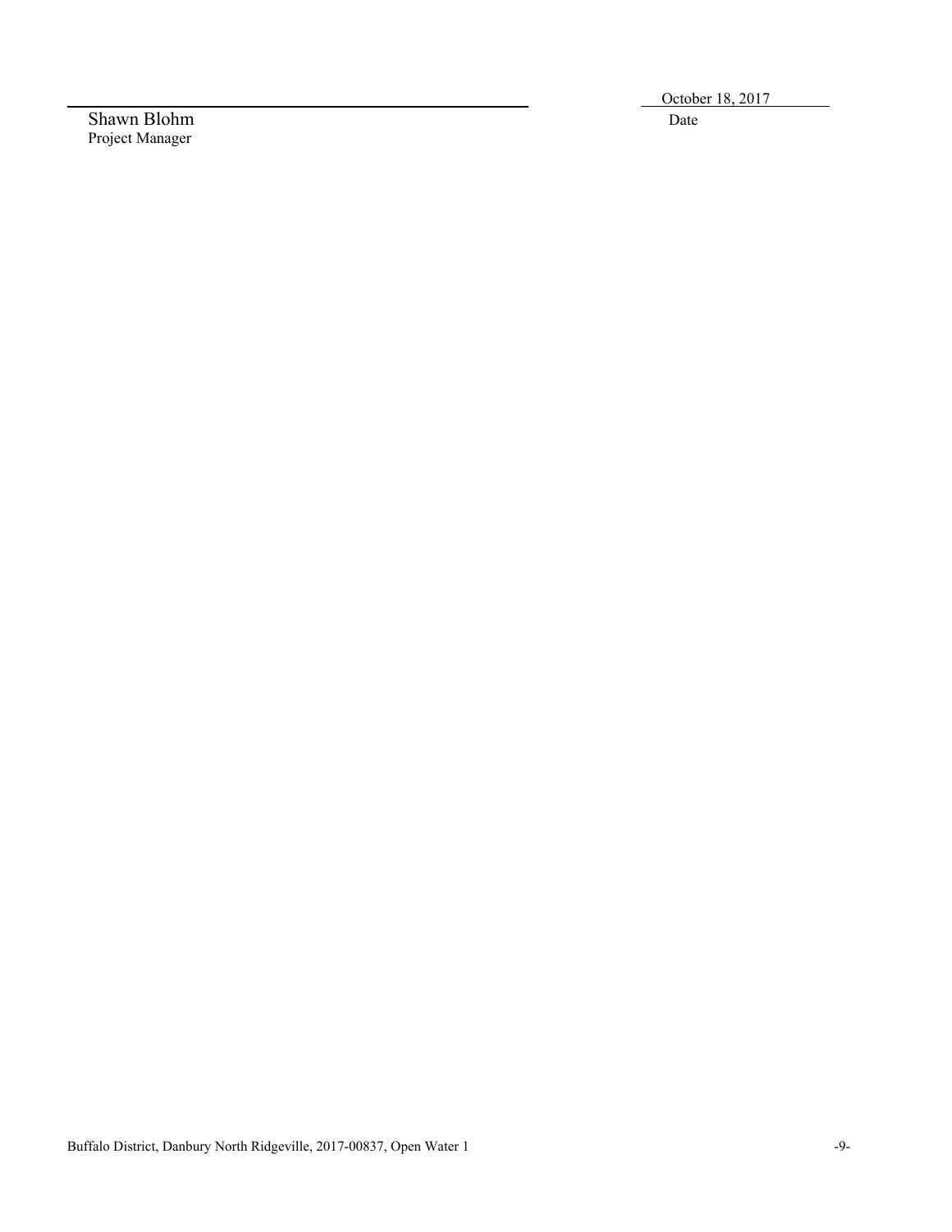Shawn Blohm
Project Manager

October 18, 2017
Date